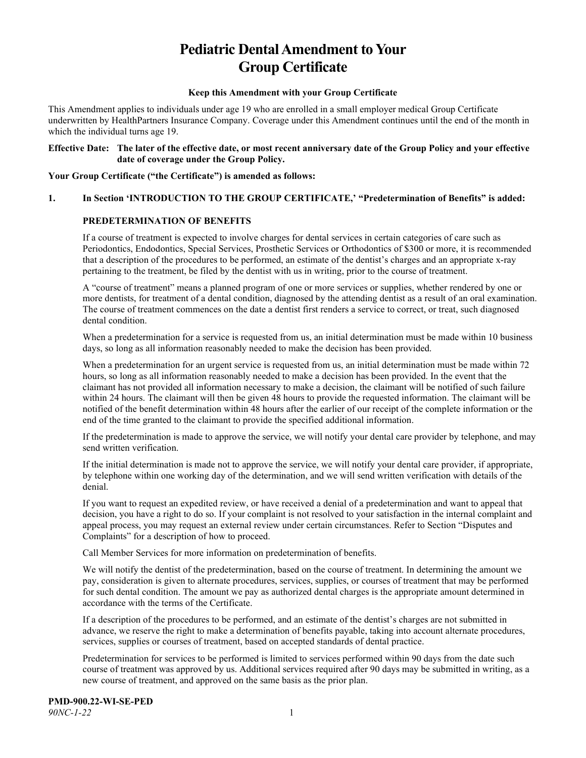# Pediatric Dental Amendment to Your Group Certificate

**Keep this Amendment with your Group Certificate**

This Amendment applies to individuals under age 19 who are enrolled in a small employer medical Group Certificate underwritten by HealthPartners Insurance Company. Coverage under this Amendment continues until the end of the month in which the individual turns age 19.

**Effective Date: The later of the effective date, or most recent anniversary date of the Group Policy and your effective date of coverage under the Group Policy.**

**Your Group Certificate ("the Certificate") is amended as follows:**

**1. In Section 'INTRODUCTION TO THE GROUP CERTIFICATE,' "Predetermination of Benefits" is added:**

**PREDETERMINATION OF BENEFITS**

If a course of treatment is expected to involve charges for dental services in certain categories of care such as Periodontics, Endodontics, Special Services, Prosthetic Services or Orthodontics of $300 or more, it is recommended that a description of the procedures to be performed, an estimate of the dentist's charges and an appropriate x-ray pertaining to the treatment, be filed by the dentist with us in writing, prior to the course of treatment.

A "course of treatment" means a planned program of one or more services or supplies, whether rendered by one or more dentists, for treatment of a dental condition, diagnosed by the attending dentist as a result of an oral examination. The course of treatment commences on the date a dentist first renders a service to correct, or treat, such diagnosed dental condition.

When a predetermination for a service is requested from us, an initial determination must be made within 10 business days, so long as all information reasonably needed to make the decision has been provided.

When a predetermination for an urgent service is requested from us, an initial determination must be made within 72 hours, so long as all information reasonably needed to make a decision has been provided. In the event that the claimant has not provided all information necessary to make a decision, the claimant will be notified of such failure within 24 hours. The claimant will then be given 48 hours to provide the requested information. The claimant will be notified of the benefit determination within 48 hours after the earlier of our receipt of the complete information or the end of the time granted to the claimant to provide the specified additional information.

If the predetermination is made to approve the service, we will notify your dental care provider by telephone, and may send written verification.

If the initial determination is made not to approve the service, we will notify your dental care provider, if appropriate, by telephone within one working day of the determination, and we will send written verification with details of the denial.

If you want to request an expedited review, or have received a denial of a predetermination and want to appeal that decision, you have a right to do so. If your complaint is not resolved to your satisfaction in the internal complaint and appeal process, you may request an external review under certain circumstances. Refer to Section "Disputes and Complaints" for a description of how to proceed.

Call Member Services for more information on predetermination of benefits.

We will notify the dentist of the predetermination, based on the course of treatment. In determining the amount we pay, consideration is given to alternate procedures, services, supplies, or courses of treatment that may be performed for such dental condition. The amount we pay as authorized dental charges is the appropriate amount determined in accordance with the terms of the Certificate.

If a description of the procedures to be performed, and an estimate of the dentist's charges are not submitted in advance, we reserve the right to make a determination of benefits payable, taking into account alternate procedures, services, supplies or courses of treatment, based on accepted standards of dental practice.

Predetermination for services to be performed is limited to services performed within 90 days from the date such course of treatment was approved by us. Additional services required after 90 days may be submitted in writing, as a new course of treatment, and approved on the same basis as the prior plan.

**PMD-900.22-WI-SE-PED**
*90NC-1-22*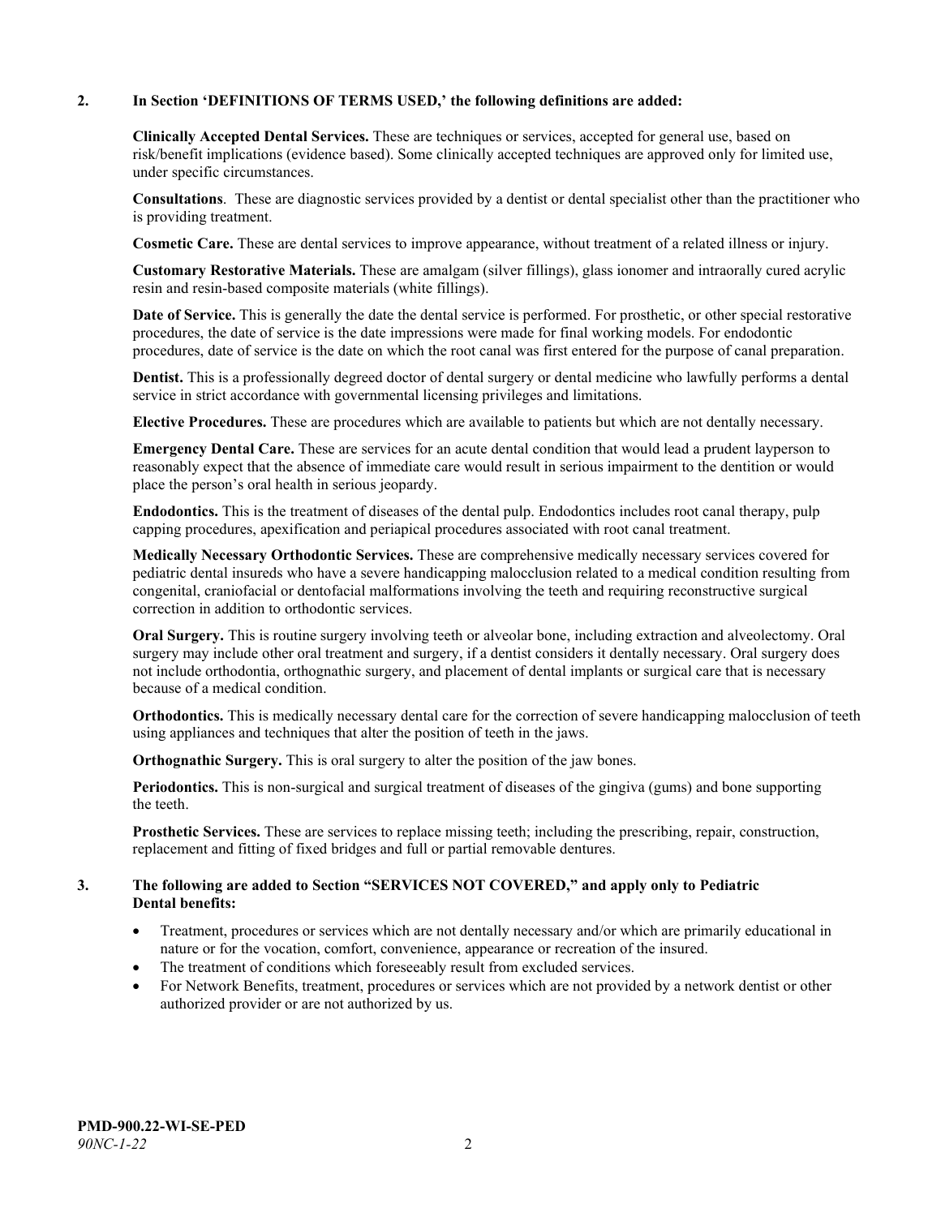**2. In Section 'DEFINITIONS OF TERMS USED,' the following definitions are added:**

**Clinically Accepted Dental Services.** These are techniques or services, accepted for general use, based on risk/benefit implications (evidence based). Some clinically accepted techniques are approved only for limited use, under specific circumstances.

**Consultations**. These are diagnostic services provided by a dentist or dental specialist other than the practitioner who is providing treatment.

**Cosmetic Care.** These are dental services to improve appearance, without treatment of a related illness or injury.

**Customary Restorative Materials.** These are amalgam (silver fillings), glass ionomer and intraorally cured acrylic resin and resin-based composite materials (white fillings).

**Date of Service.** This is generally the date the dental service is performed. For prosthetic, or other special restorative procedures, the date of service is the date impressions were made for final working models. For endodontic procedures, date of service is the date on which the root canal was first entered for the purpose of canal preparation.

**Dentist.** This is a professionally degreed doctor of dental surgery or dental medicine who lawfully performs a dental service in strict accordance with governmental licensing privileges and limitations.

**Elective Procedures.** These are procedures which are available to patients but which are not dentally necessary.

**Emergency Dental Care.** These are services for an acute dental condition that would lead a prudent layperson to reasonably expect that the absence of immediate care would result in serious impairment to the dentition or would place the person's oral health in serious jeopardy.

**Endodontics.** This is the treatment of diseases of the dental pulp. Endodontics includes root canal therapy, pulp capping procedures, apexification and periapical procedures associated with root canal treatment.

**Medically Necessary Orthodontic Services.** These are comprehensive medically necessary services covered for pediatric dental insureds who have a severe handicapping malocclusion related to a medical condition resulting from congenital, craniofacial or dentofacial malformations involving the teeth and requiring reconstructive surgical correction in addition to orthodontic services.

**Oral Surgery.** This is routine surgery involving teeth or alveolar bone, including extraction and alveolectomy. Oral surgery may include other oral treatment and surgery, if a dentist considers it dentally necessary. Oral surgery does not include orthodontia, orthognathic surgery, and placement of dental implants or surgical care that is necessary because of a medical condition.

**Orthodontics.** This is medically necessary dental care for the correction of severe handicapping malocclusion of teeth using appliances and techniques that alter the position of teeth in the jaws.

**Orthognathic Surgery.** This is oral surgery to alter the position of the jaw bones.

**Periodontics.** This is non-surgical and surgical treatment of diseases of the gingiva (gums) and bone supporting the teeth.

**Prosthetic Services.** These are services to replace missing teeth; including the prescribing, repair, construction, replacement and fitting of fixed bridges and full or partial removable dentures.

**3. The following are added to Section "SERVICES NOT COVERED," and apply only to Pediatric Dental benefits:**

- Treatment, procedures or services which are not dentally necessary and/or which are primarily educational in nature or for the vocation, comfort, convenience, appearance or recreation of the insured.
- The treatment of conditions which foreseeably result from excluded services.
- For Network Benefits, treatment, procedures or services which are not provided by a network dentist or other authorized provider or are not authorized by us.

**PMD-900.22-WI-SE-PED**
*90NC-1-22*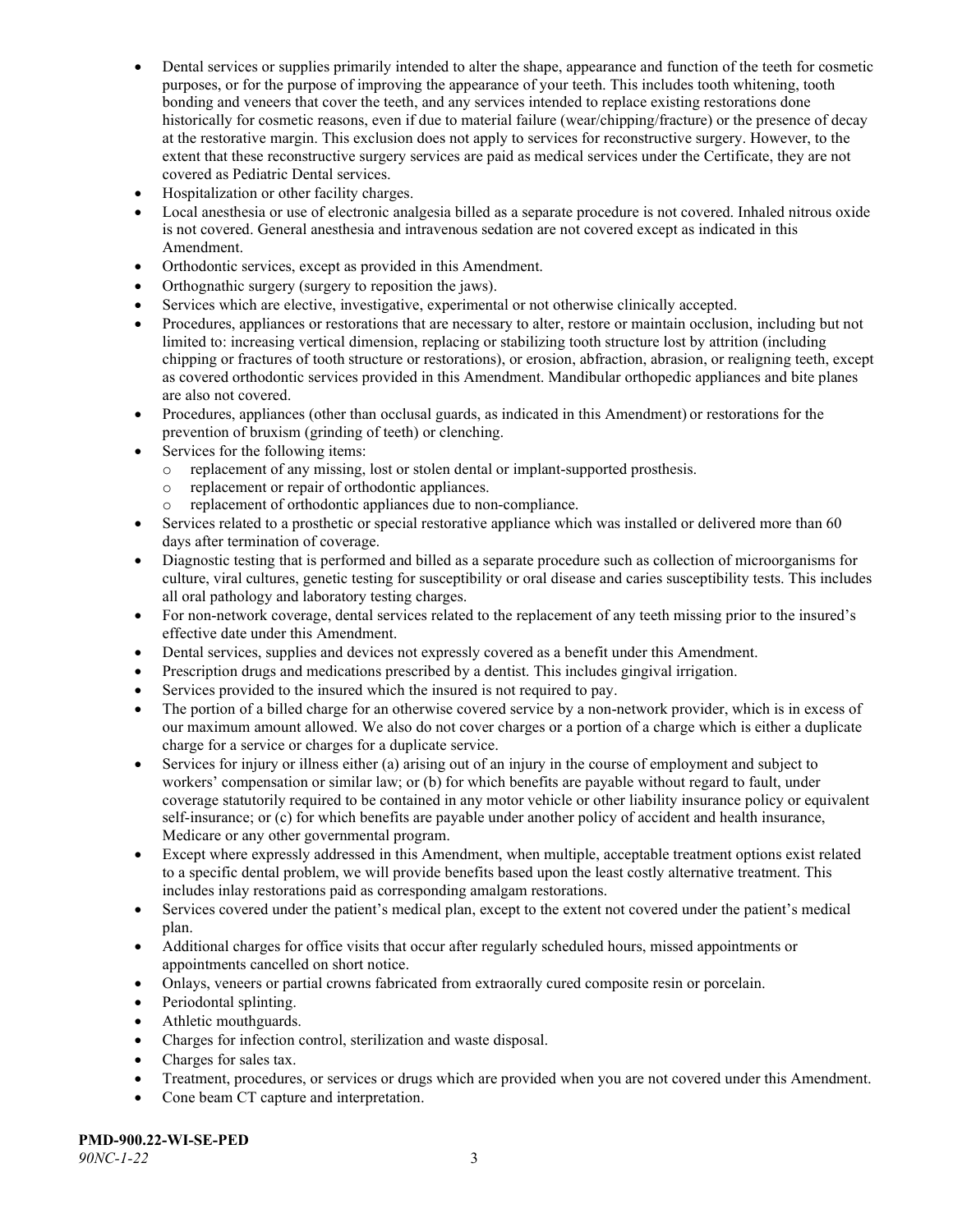- Dental services or supplies primarily intended to alter the shape, appearance and function of the teeth for cosmetic purposes, or for the purpose of improving the appearance of your teeth. This includes tooth whitening, tooth bonding and veneers that cover the teeth, and any services intended to replace existing restorations done historically for cosmetic reasons, even if due to material failure (wear/chipping/fracture) or the presence of decay at the restorative margin. This exclusion does not apply to services for reconstructive surgery. However, to the extent that these reconstructive surgery services are paid as medical services under the Certificate, they are not covered as Pediatric Dental services.
- Hospitalization or other facility charges.
- Local anesthesia or use of electronic analgesia billed as a separate procedure is not covered. Inhaled nitrous oxide is not covered. General anesthesia and intravenous sedation are not covered except as indicated in this Amendment.
- Orthodontic services, except as provided in this Amendment.
- Orthognathic surgery (surgery to reposition the jaws).
- Services which are elective, investigative, experimental or not otherwise clinically accepted.
- Procedures, appliances or restorations that are necessary to alter, restore or maintain occlusion, including but not limited to: increasing vertical dimension, replacing or stabilizing tooth structure lost by attrition (including chipping or fractures of tooth structure or restorations), or erosion, abfraction, abrasion, or realigning teeth, except as covered orthodontic services provided in this Amendment. Mandibular orthopedic appliances and bite planes are also not covered.
- Procedures, appliances (other than occlusal guards, as indicated in this Amendment) or restorations for the prevention of bruxism (grinding of teeth) or clenching.
- Services for the following items:
  - replacement of any missing, lost or stolen dental or implant-supported prosthesis.
  - replacement or repair of orthodontic appliances.
  - replacement of orthodontic appliances due to non-compliance.
- Services related to a prosthetic or special restorative appliance which was installed or delivered more than 60 days after termination of coverage.
- Diagnostic testing that is performed and billed as a separate procedure such as collection of microorganisms for culture, viral cultures, genetic testing for susceptibility or oral disease and caries susceptibility tests. This includes all oral pathology and laboratory testing charges.
- For non-network coverage, dental services related to the replacement of any teeth missing prior to the insured's effective date under this Amendment.
- Dental services, supplies and devices not expressly covered as a benefit under this Amendment.
- Prescription drugs and medications prescribed by a dentist. This includes gingival irrigation.
- Services provided to the insured which the insured is not required to pay.
- The portion of a billed charge for an otherwise covered service by a non-network provider, which is in excess of our maximum amount allowed. We also do not cover charges or a portion of a charge which is either a duplicate charge for a service or charges for a duplicate service.
- Services for injury or illness either (a) arising out of an injury in the course of employment and subject to workers' compensation or similar law; or (b) for which benefits are payable without regard to fault, under coverage statutorily required to be contained in any motor vehicle or other liability insurance policy or equivalent self-insurance; or (c) for which benefits are payable under another policy of accident and health insurance, Medicare or any other governmental program.
- Except where expressly addressed in this Amendment, when multiple, acceptable treatment options exist related to a specific dental problem, we will provide benefits based upon the least costly alternative treatment. This includes inlay restorations paid as corresponding amalgam restorations.
- Services covered under the patient's medical plan, except to the extent not covered under the patient's medical plan.
- Additional charges for office visits that occur after regularly scheduled hours, missed appointments or appointments cancelled on short notice.
- Onlays, veneers or partial crowns fabricated from extraorally cured composite resin or porcelain.
- Periodontal splinting.
- Athletic mouthguards.
- Charges for infection control, sterilization and waste disposal.
- Charges for sales tax.
- Treatment, procedures, or services or drugs which are provided when you are not covered under this Amendment.
- Cone beam CT capture and interpretation.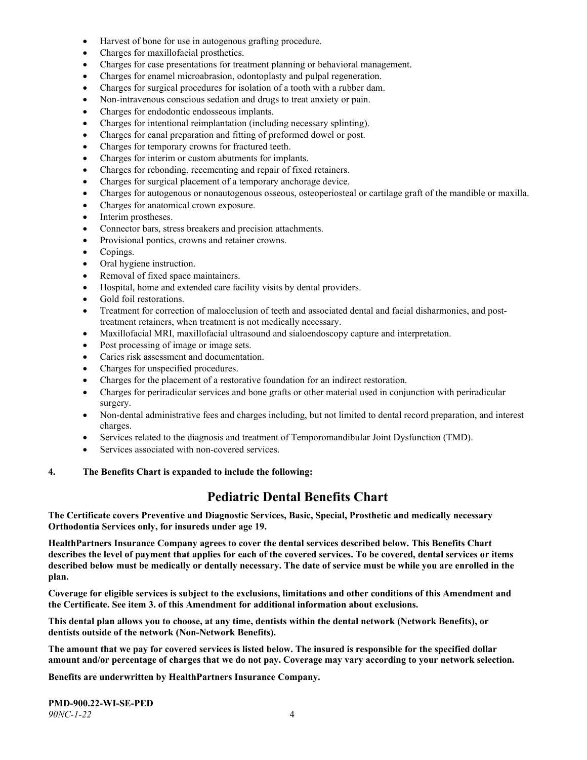- Harvest of bone for use in autogenous grafting procedure.
- Charges for maxillofacial prosthetics.
- Charges for case presentations for treatment planning or behavioral management.
- Charges for enamel microabrasion, odontoplasty and pulpal regeneration.
- Charges for surgical procedures for isolation of a tooth with a rubber dam.
- Non-intravenous conscious sedation and drugs to treat anxiety or pain.
- Charges for endodontic endosseous implants.
- Charges for intentional reimplantation (including necessary splinting).
- Charges for canal preparation and fitting of preformed dowel or post.
- Charges for temporary crowns for fractured teeth.
- Charges for interim or custom abutments for implants.
- Charges for rebonding, recementing and repair of fixed retainers.
- Charges for surgical placement of a temporary anchorage device.
- Charges for autogenous or nonautogenous osseous, osteoperiosteal or cartilage graft of the mandible or maxilla.
- Charges for anatomical crown exposure.
- Interim prostheses.
- Connector bars, stress breakers and precision attachments.
- Provisional pontics, crowns and retainer crowns.
- Copings.
- Oral hygiene instruction.
- Removal of fixed space maintainers.
- Hospital, home and extended care facility visits by dental providers.
- Gold foil restorations.
- Treatment for correction of malocclusion of teeth and associated dental and facial disharmonies, and post-treatment retainers, when treatment is not medically necessary.
- Maxillofacial MRI, maxillofacial ultrasound and sialoendoscopy capture and interpretation.
- Post processing of image or image sets.
- Caries risk assessment and documentation.
- Charges for unspecified procedures.
- Charges for the placement of a restorative foundation for an indirect restoration.
- Charges for periradicular services and bone grafts or other material used in conjunction with periradicular surgery.
- Non-dental administrative fees and charges including, but not limited to dental record preparation, and interest charges.
- Services related to the diagnosis and treatment of Temporomandibular Joint Dysfunction (TMD).
- Services associated with non-covered services.

**4. The Benefits Chart is expanded to include the following:**

# Pediatric Dental Benefits Chart

**The Certificate covers Preventive and Diagnostic Services, Basic, Special, Prosthetic and medically necessary Orthodontia Services only, for insureds under age 19.**

**HealthPartners Insurance Company agrees to cover the dental services described below. This Benefits Chart describes the level of payment that applies for each of the covered services. To be covered, dental services or items described below must be medically or dentally necessary. The date of service must be while you are enrolled in the plan.**

**Coverage for eligible services is subject to the exclusions, limitations and other conditions of this Amendment and the Certificate. See item 3. of this Amendment for additional information about exclusions.**

**This dental plan allows you to choose, at any time, dentists within the dental network (Network Benefits), or dentists outside of the network (Non-Network Benefits).**

**The amount that we pay for covered services is listed below. The insured is responsible for the specified dollar amount and/or percentage of charges that we do not pay. Coverage may vary according to your network selection.**

**Benefits are underwritten by HealthPartners Insurance Company.**

**PMD-900.22-WI-SE-PED**
*90NC-1-22*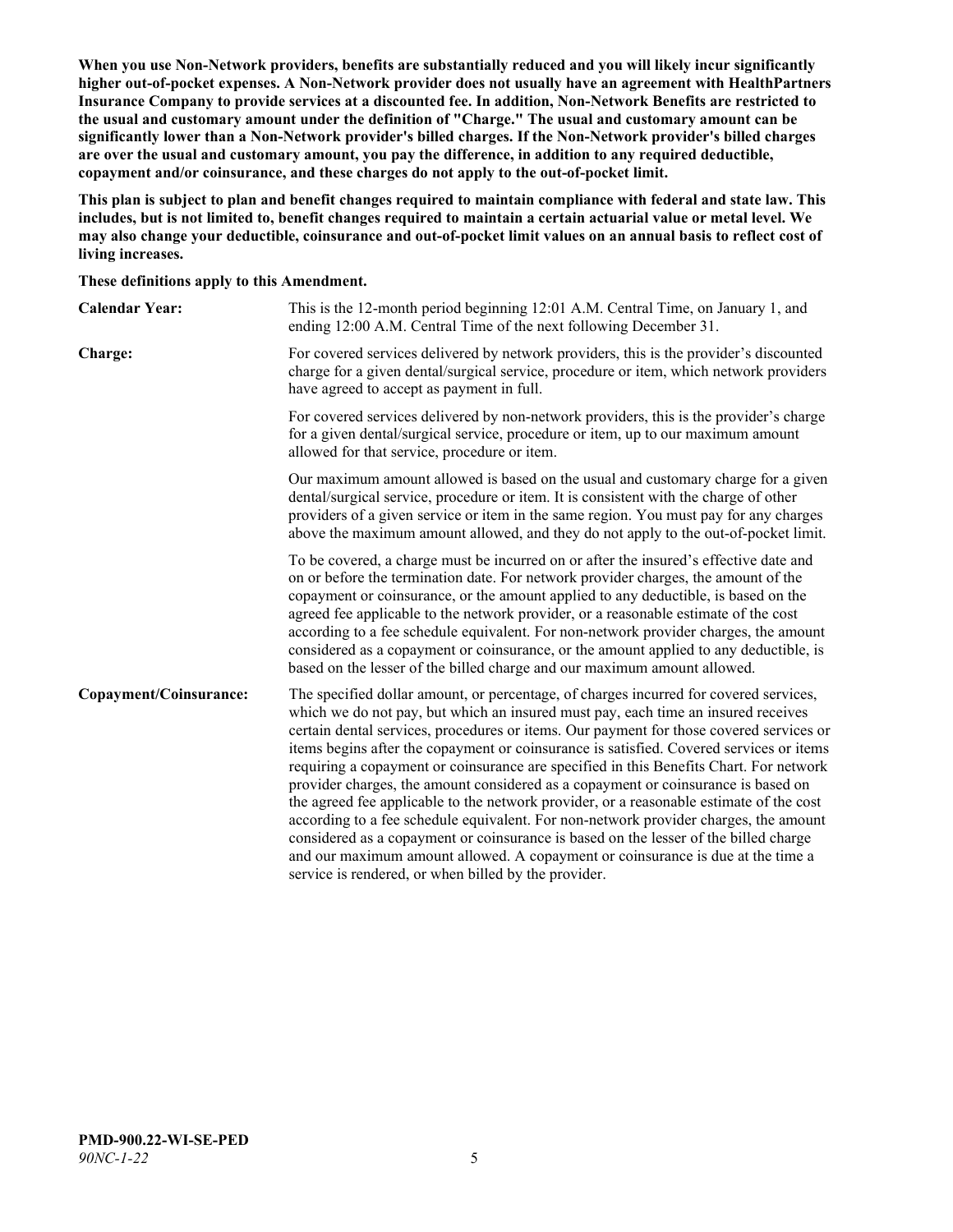**When you use Non-Network providers, benefits are substantially reduced and you will likely incur significantly higher out-of-pocket expenses. A Non-Network provider does not usually have an agreement with HealthPartners Insurance Company to provide services at a discounted fee. In addition, Non-Network Benefits are restricted to the usual and customary amount under the definition of "Charge." The usual and customary amount can be significantly lower than a Non-Network provider's billed charges. If the Non-Network provider's billed charges are over the usual and customary amount, you pay the difference, in addition to any required deductible, copayment and/or coinsurance, and these charges do not apply to the out-of-pocket limit.**

**This plan is subject to plan and benefit changes required to maintain compliance with federal and state law. This includes, but is not limited to, benefit changes required to maintain a certain actuarial value or metal level. We may also change your deductible, coinsurance and out-of-pocket limit values on an annual basis to reflect cost of living increases.**

**These definitions apply to this Amendment.**

**Calendar Year:** This is the 12-month period beginning 12:01 A.M. Central Time, on January 1, and ending 12:00 A.M. Central Time of the next following December 31.

**Charge:** For covered services delivered by network providers, this is the provider's discounted charge for a given dental/surgical service, procedure or item, which network providers have agreed to accept as payment in full.

For covered services delivered by non-network providers, this is the provider's charge for a given dental/surgical service, procedure or item, up to our maximum amount allowed for that service, procedure or item.

Our maximum amount allowed is based on the usual and customary charge for a given dental/surgical service, procedure or item. It is consistent with the charge of other providers of a given service or item in the same region. You must pay for any charges above the maximum amount allowed, and they do not apply to the out-of-pocket limit.

To be covered, a charge must be incurred on or after the insured's effective date and on or before the termination date. For network provider charges, the amount of the copayment or coinsurance, or the amount applied to any deductible, is based on the agreed fee applicable to the network provider, or a reasonable estimate of the cost according to a fee schedule equivalent. For non-network provider charges, the amount considered as a copayment or coinsurance, or the amount applied to any deductible, is based on the lesser of the billed charge and our maximum amount allowed.

**Copayment/Coinsurance:** The specified dollar amount, or percentage, of charges incurred for covered services, which we do not pay, but which an insured must pay, each time an insured receives certain dental services, procedures or items. Our payment for those covered services or items begins after the copayment or coinsurance is satisfied. Covered services or items requiring a copayment or coinsurance are specified in this Benefits Chart. For network provider charges, the amount considered as a copayment or coinsurance is based on the agreed fee applicable to the network provider, or a reasonable estimate of the cost according to a fee schedule equivalent. For non-network provider charges, the amount considered as a copayment or coinsurance is based on the lesser of the billed charge and our maximum amount allowed. A copayment or coinsurance is due at the time a service is rendered, or when billed by the provider.

**PMD-900.22-WI-SE-PED**
*90NC-1-22*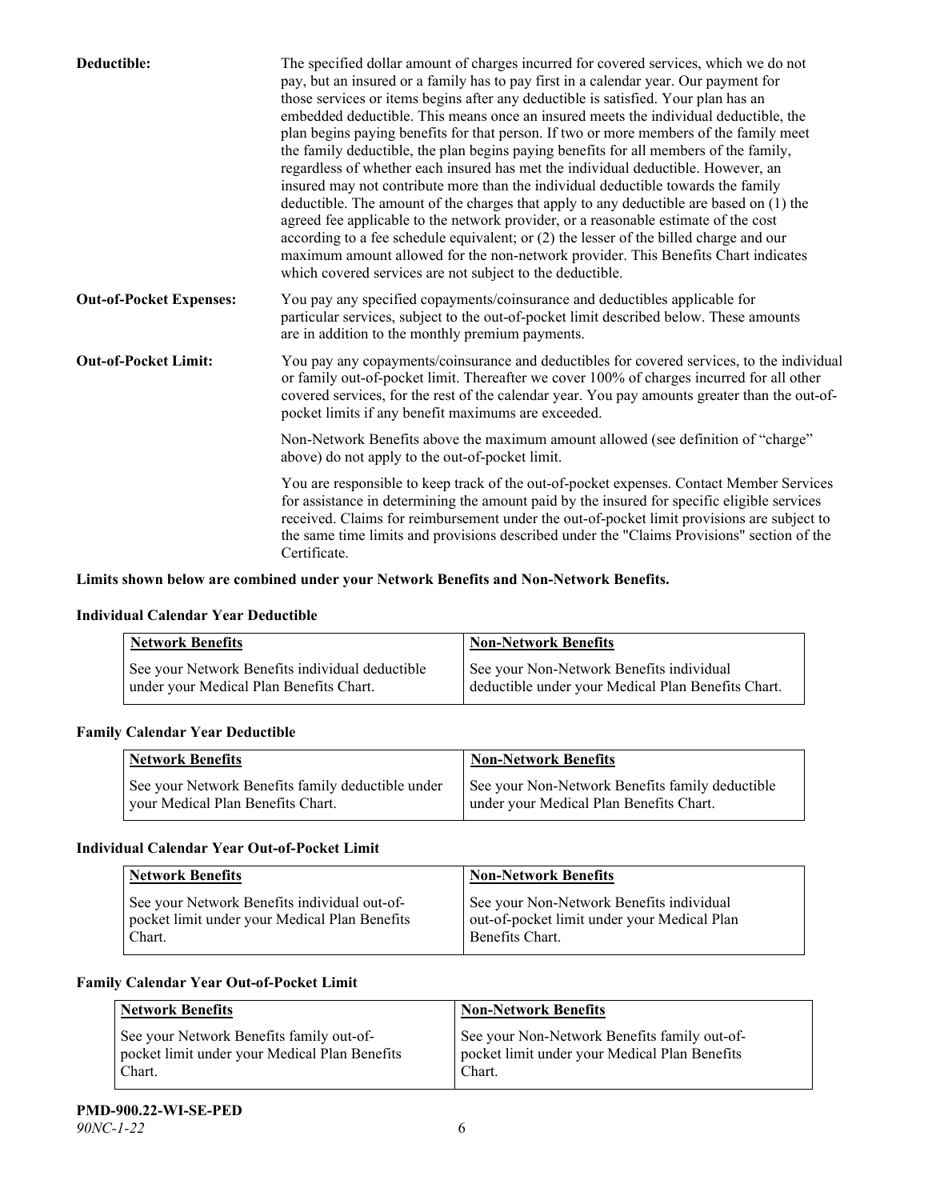**Deductible:** The specified dollar amount of charges incurred for covered services, which we do not pay, but an insured or a family has to pay first in a calendar year. Our payment for those services or items begins after any deductible is satisfied. Your plan has an embedded deductible. This means once an insured meets the individual deductible, the plan begins paying benefits for that person. If two or more members of the family meet the family deductible, the plan begins paying benefits for all members of the family, regardless of whether each insured has met the individual deductible. However, an insured may not contribute more than the individual deductible towards the family deductible. The amount of the charges that apply to any deductible are based on (1) the agreed fee applicable to the network provider, or a reasonable estimate of the cost according to a fee schedule equivalent; or (2) the lesser of the billed charge and our maximum amount allowed for the non-network provider. This Benefits Chart indicates which covered services are not subject to the deductible.

**Out-of-Pocket Expenses:** You pay any specified copayments/coinsurance and deductibles applicable for particular services, subject to the out-of-pocket limit described below. These amounts are in addition to the monthly premium payments.

**Out-of-Pocket Limit:** You pay any copayments/coinsurance and deductibles for covered services, to the individual or family out-of-pocket limit. Thereafter we cover 100% of charges incurred for all other covered services, for the rest of the calendar year. You pay amounts greater than the out-of-pocket limits if any benefit maximums are exceeded.

Non-Network Benefits above the maximum amount allowed (see definition of "charge" above) do not apply to the out-of-pocket limit.

You are responsible to keep track of the out-of-pocket expenses. Contact Member Services for assistance in determining the amount paid by the insured for specific eligible services received. Claims for reimbursement under the out-of-pocket limit provisions are subject to the same time limits and provisions described under the "Claims Provisions" section of the Certificate.

**Limits shown below are combined under your Network Benefits and Non-Network Benefits.**

**Individual Calendar Year Deductible**

| Network Benefits | Non-Network Benefits |
|---|---|
| See your Network Benefits individual deductible under your Medical Plan Benefits Chart. | See your Non-Network Benefits individual deductible under your Medical Plan Benefits Chart. |

**Family Calendar Year Deductible**

| Network Benefits | Non-Network Benefits |
|---|---|
| See your Network Benefits family deductible under your Medical Plan Benefits Chart. | See your Non-Network Benefits family deductible under your Medical Plan Benefits Chart. |

**Individual Calendar Year Out-of-Pocket Limit**

| Network Benefits | Non-Network Benefits |
|---|---|
| See your Network Benefits individual out-of-pocket limit under your Medical Plan Benefits Chart. | See your Non-Network Benefits individual out-of-pocket limit under your Medical Plan Benefits Chart. |

**Family Calendar Year Out-of-Pocket Limit**

| Network Benefits | Non-Network Benefits |
|---|---|
| See your Network Benefits family out-of-pocket limit under your Medical Plan Benefits Chart. | See your Non-Network Benefits family out-of-pocket limit under your Medical Plan Benefits Chart. |

**PMD-900.22-WI-SE-PED**
*90NC-1-22*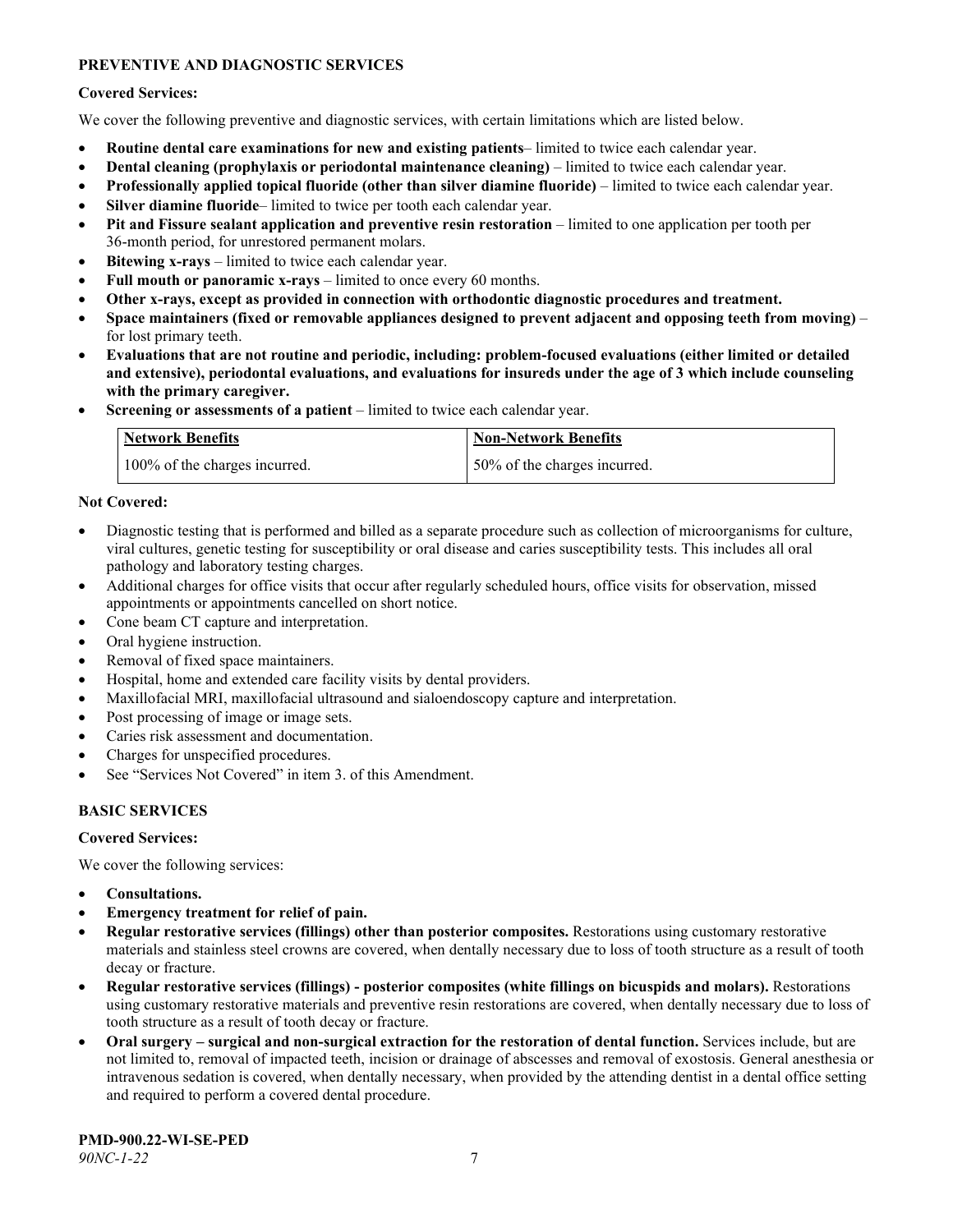## PREVENTIVE AND DIAGNOSTIC SERVICES

### Covered Services:

We cover the following preventive and diagnostic services, with certain limitations which are listed below.

- **Routine dental care examinations for new and existing patients**– limited to twice each calendar year.
- **Dental cleaning (prophylaxis or periodontal maintenance cleaning)** – limited to twice each calendar year.
- **Professionally applied topical fluoride (other than silver diamine fluoride)** – limited to twice each calendar year.
- **Silver diamine fluoride**– limited to twice per tooth each calendar year.
- **Pit and Fissure sealant application and preventive resin restoration** – limited to one application per tooth per 36-month period, for unrestored permanent molars.
- **Bitewing x-rays** – limited to twice each calendar year.
- **Full mouth or panoramic x-rays** – limited to once every 60 months.
- **Other x-rays, except as provided in connection with orthodontic diagnostic procedures and treatment.**
- **Space maintainers (fixed or removable appliances designed to prevent adjacent and opposing teeth from moving)** – for lost primary teeth.
- **Evaluations that are not routine and periodic, including: problem-focused evaluations (either limited or detailed and extensive), periodontal evaluations, and evaluations for insureds under the age of 3 which include counseling with the primary caregiver.**
- **Screening or assessments of a patient** – limited to twice each calendar year.

| Network Benefits | Non-Network Benefits |
|---|---|
| 100% of the charges incurred. | 50% of the charges incurred. |

### Not Covered:

- Diagnostic testing that is performed and billed as a separate procedure such as collection of microorganisms for culture, viral cultures, genetic testing for susceptibility or oral disease and caries susceptibility tests. This includes all oral pathology and laboratory testing charges.
- Additional charges for office visits that occur after regularly scheduled hours, office visits for observation, missed appointments or appointments cancelled on short notice.
- Cone beam CT capture and interpretation.
- Oral hygiene instruction.
- Removal of fixed space maintainers.
- Hospital, home and extended care facility visits by dental providers.
- Maxillofacial MRI, maxillofacial ultrasound and sialoendoscopy capture and interpretation.
- Post processing of image or image sets.
- Caries risk assessment and documentation.
- Charges for unspecified procedures.
- See "Services Not Covered" in item 3. of this Amendment.

## BASIC SERVICES

### Covered Services:

We cover the following services:

- **Consultations.**
- **Emergency treatment for relief of pain.**
- **Regular restorative services (fillings) other than posterior composites.** Restorations using customary restorative materials and stainless steel crowns are covered, when dentally necessary due to loss of tooth structure as a result of tooth decay or fracture.
- **Regular restorative services (fillings) - posterior composites (white fillings on bicuspids and molars).** Restorations using customary restorative materials and preventive resin restorations are covered, when dentally necessary due to loss of tooth structure as a result of tooth decay or fracture.
- **Oral surgery – surgical and non-surgical extraction for the restoration of dental function.** Services include, but are not limited to, removal of impacted teeth, incision or drainage of abscesses and removal of exostosis. General anesthesia or intravenous sedation is covered, when dentally necessary, when provided by the attending dentist in a dental office setting and required to perform a covered dental procedure.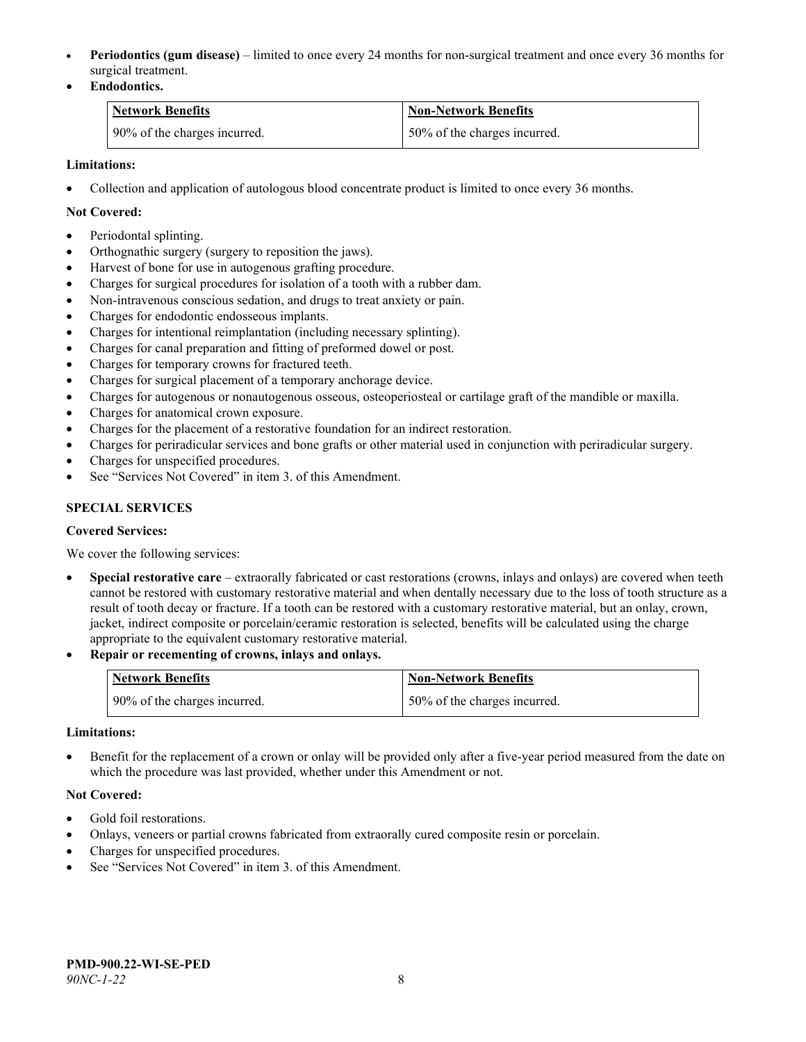- **Periodontics (gum disease)** – limited to once every 24 months for non-surgical treatment and once every 36 months for surgical treatment.
- **Endodontics.**

| Network Benefits | Non-Network Benefits |
| --- | --- |
| 90% of the charges incurred. | 50% of the charges incurred. |

**Limitations:**

- Collection and application of autologous blood concentrate product is limited to once every 36 months.

**Not Covered:**

- Periodontal splinting.
- Orthognathic surgery (surgery to reposition the jaws).
- Harvest of bone for use in autogenous grafting procedure.
- Charges for surgical procedures for isolation of a tooth with a rubber dam.
- Non-intravenous conscious sedation, and drugs to treat anxiety or pain.
- Charges for endodontic endosseous implants.
- Charges for intentional reimplantation (including necessary splinting).
- Charges for canal preparation and fitting of preformed dowel or post.
- Charges for temporary crowns for fractured teeth.
- Charges for surgical placement of a temporary anchorage device.
- Charges for autogenous or nonautogenous osseous, osteoperiosteal or cartilage graft of the mandible or maxilla.
- Charges for anatomical crown exposure.
- Charges for the placement of a restorative foundation for an indirect restoration.
- Charges for periradicular services and bone grafts or other material used in conjunction with periradicular surgery.
- Charges for unspecified procedures.
- See "Services Not Covered" in item 3. of this Amendment.

**SPECIAL SERVICES**

**Covered Services:**

We cover the following services:

- **Special restorative care** – extraorally fabricated or cast restorations (crowns, inlays and onlays) are covered when teeth cannot be restored with customary restorative material and when dentally necessary due to the loss of tooth structure as a result of tooth decay or fracture. If a tooth can be restored with a customary restorative material, but an onlay, crown, jacket, indirect composite or porcelain/ceramic restoration is selected, benefits will be calculated using the charge appropriate to the equivalent customary restorative material.
- **Repair or recementing of crowns, inlays and onlays.**

| Network Benefits | Non-Network Benefits |
| --- | --- |
| 90% of the charges incurred. | 50% of the charges incurred. |

**Limitations:**

- Benefit for the replacement of a crown or onlay will be provided only after a five-year period measured from the date on which the procedure was last provided, whether under this Amendment or not.

**Not Covered:**

- Gold foil restorations.
- Onlays, veneers or partial crowns fabricated from extraorally cured composite resin or porcelain.
- Charges for unspecified procedures.
- See "Services Not Covered" in item 3. of this Amendment.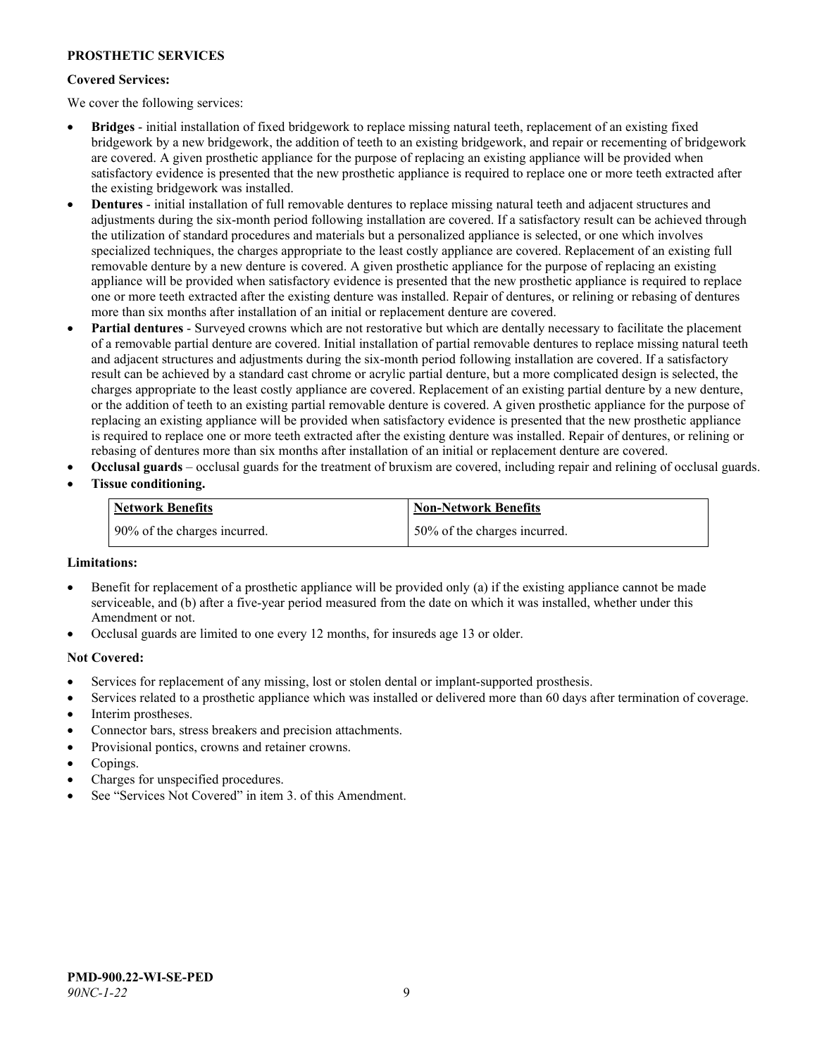**PROSTHETIC SERVICES**

**Covered Services:**

We cover the following services:

- **Bridges** - initial installation of fixed bridgework to replace missing natural teeth, replacement of an existing fixed bridgework by a new bridgework, the addition of teeth to an existing bridgework, and repair or recementing of bridgework are covered. A given prosthetic appliance for the purpose of replacing an existing appliance will be provided when satisfactory evidence is presented that the new prosthetic appliance is required to replace one or more teeth extracted after the existing bridgework was installed.
- **Dentures** - initial installation of full removable dentures to replace missing natural teeth and adjacent structures and adjustments during the six-month period following installation are covered. If a satisfactory result can be achieved through the utilization of standard procedures and materials but a personalized appliance is selected, or one which involves specialized techniques, the charges appropriate to the least costly appliance are covered. Replacement of an existing full removable denture by a new denture is covered. A given prosthetic appliance for the purpose of replacing an existing appliance will be provided when satisfactory evidence is presented that the new prosthetic appliance is required to replace one or more teeth extracted after the existing denture was installed. Repair of dentures, or relining or rebasing of dentures more than six months after installation of an initial or replacement denture are covered.
- **Partial dentures** - Surveyed crowns which are not restorative but which are dentally necessary to facilitate the placement of a removable partial denture are covered. Initial installation of partial removable dentures to replace missing natural teeth and adjacent structures and adjustments during the six-month period following installation are covered. If a satisfactory result can be achieved by a standard cast chrome or acrylic partial denture, but a more complicated design is selected, the charges appropriate to the least costly appliance are covered. Replacement of an existing partial denture by a new denture, or the addition of teeth to an existing partial removable denture is covered. A given prosthetic appliance for the purpose of replacing an existing appliance will be provided when satisfactory evidence is presented that the new prosthetic appliance is required to replace one or more teeth extracted after the existing denture was installed. Repair of dentures, or relining or rebasing of dentures more than six months after installation of an initial or replacement denture are covered.
- **Occlusal guards** – occlusal guards for the treatment of bruxism are covered, including repair and relining of occlusal guards.
- **Tissue conditioning.**

| Network Benefits | Non-Network Benefits |
| --- | --- |
| 90% of the charges incurred. | 50% of the charges incurred. |

**Limitations:**

- Benefit for replacement of a prosthetic appliance will be provided only (a) if the existing appliance cannot be made serviceable, and (b) after a five-year period measured from the date on which it was installed, whether under this Amendment or not.
- Occlusal guards are limited to one every 12 months, for insureds age 13 or older.

**Not Covered:**

- Services for replacement of any missing, lost or stolen dental or implant-supported prosthesis.
- Services related to a prosthetic appliance which was installed or delivered more than 60 days after termination of coverage.
- Interim prostheses.
- Connector bars, stress breakers and precision attachments.
- Provisional pontics, crowns and retainer crowns.
- Copings.
- Charges for unspecified procedures.
- See "Services Not Covered" in item 3. of this Amendment.

**PMD-900.22-WI-SE-PED**
*90NC-1-22*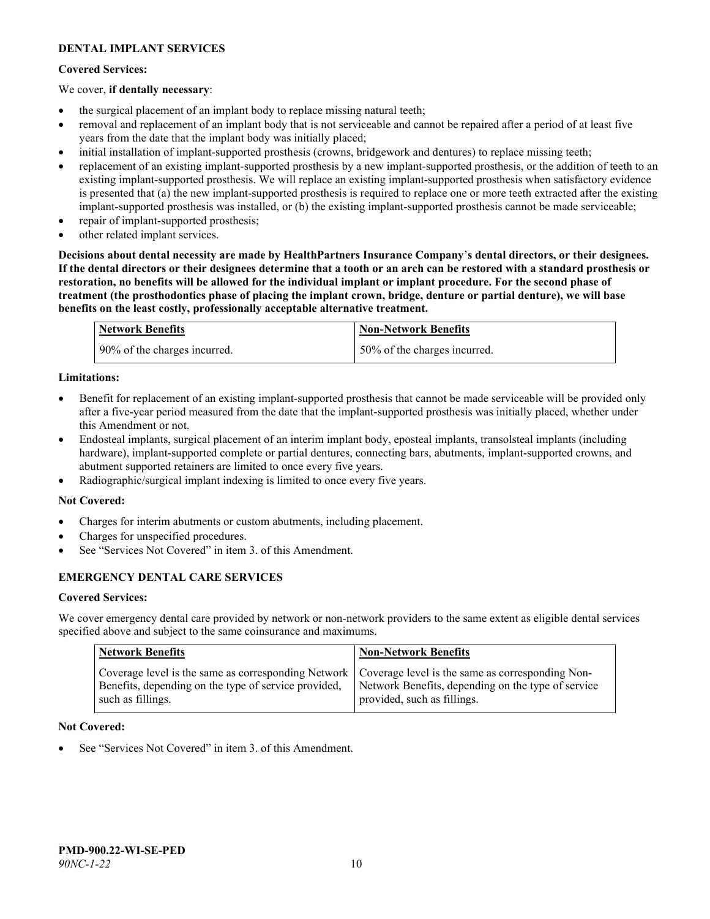## DENTAL IMPLANT SERVICES

**Covered Services:**

We cover, **if dentally necessary**:

- the surgical placement of an implant body to replace missing natural teeth;
- removal and replacement of an implant body that is not serviceable and cannot be repaired after a period of at least five years from the date that the implant body was initially placed;
- initial installation of implant-supported prosthesis (crowns, bridgework and dentures) to replace missing teeth;
- replacement of an existing implant-supported prosthesis by a new implant-supported prosthesis, or the addition of teeth to an existing implant-supported prosthesis. We will replace an existing implant-supported prosthesis when satisfactory evidence is presented that (a) the new implant-supported prosthesis is required to replace one or more teeth extracted after the existing implant-supported prosthesis was installed, or (b) the existing implant-supported prosthesis cannot be made serviceable;
- repair of implant-supported prosthesis;
- other related implant services.

**Decisions about dental necessity are made by HealthPartners Insurance Company's dental directors, or their designees. If the dental directors or their designees determine that a tooth or an arch can be restored with a standard prosthesis or restoration, no benefits will be allowed for the individual implant or implant procedure. For the second phase of treatment (the prosthodontics phase of placing the implant crown, bridge, denture or partial denture), we will base benefits on the least costly, professionally acceptable alternative treatment.**

| Network Benefits | Non-Network Benefits |
|---|---|
| 90% of the charges incurred. | 50% of the charges incurred. |

**Limitations:**

- Benefit for replacement of an existing implant-supported prosthesis that cannot be made serviceable will be provided only after a five-year period measured from the date that the implant-supported prosthesis was initially placed, whether under this Amendment or not.
- Endosteal implants, surgical placement of an interim implant body, eposteal implants, transolsteal implants (including hardware), implant-supported complete or partial dentures, connecting bars, abutments, implant-supported crowns, and abutment supported retainers are limited to once every five years.
- Radiographic/surgical implant indexing is limited to once every five years.

**Not Covered:**

- Charges for interim abutments or custom abutments, including placement.
- Charges for unspecified procedures.
- See "Services Not Covered" in item 3. of this Amendment.

## EMERGENCY DENTAL CARE SERVICES

**Covered Services:**

We cover emergency dental care provided by network or non-network providers to the same extent as eligible dental services specified above and subject to the same coinsurance and maximums.

| Network Benefits | Non-Network Benefits |
|---|---|
| Coverage level is the same as corresponding Network Benefits, depending on the type of service provided, such as fillings. | Coverage level is the same as corresponding Non-Network Benefits, depending on the type of service provided, such as fillings. |

**Not Covered:**

- See "Services Not Covered" in item 3. of this Amendment.

**PMD-900.22-WI-SE-PED**
*90NC-1-22*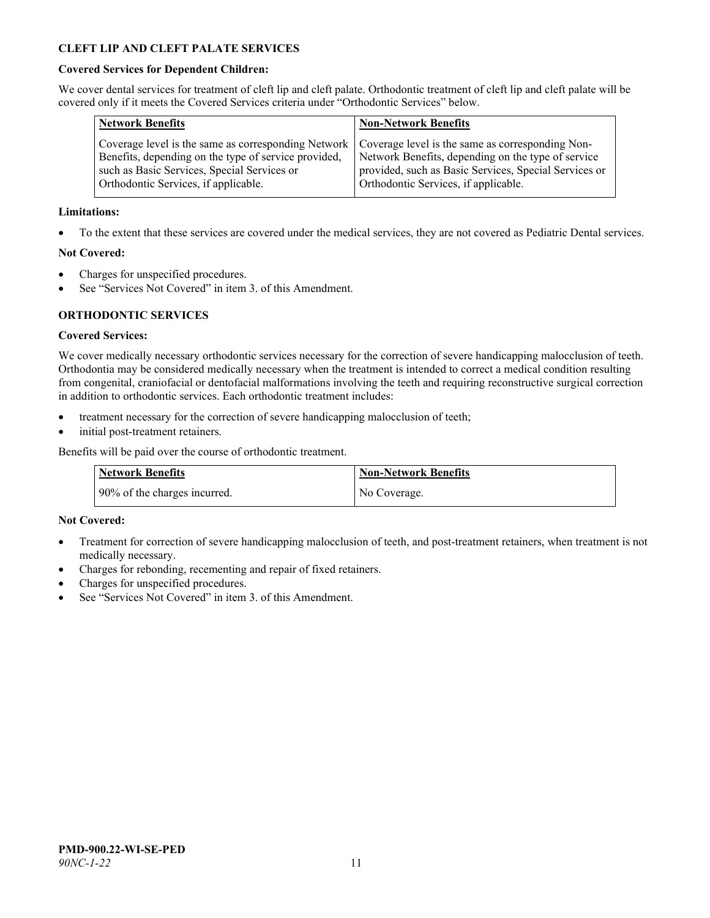### CLEFT LIP AND CLEFT PALATE SERVICES

**Covered Services for Dependent Children:**

We cover dental services for treatment of cleft lip and cleft palate. Orthodontic treatment of cleft lip and cleft palate will be covered only if it meets the Covered Services criteria under "Orthodontic Services" below.

| Network Benefits | Non-Network Benefits |
|---|---|
| Coverage level is the same as corresponding Network Benefits, depending on the type of service provided, such as Basic Services, Special Services or Orthodontic Services, if applicable. | Coverage level is the same as corresponding Non-Network Benefits, depending on the type of service provided, such as Basic Services, Special Services or Orthodontic Services, if applicable. |

**Limitations:**

- To the extent that these services are covered under the medical services, they are not covered as Pediatric Dental services.

**Not Covered:**

- Charges for unspecified procedures.
- See "Services Not Covered" in item 3. of this Amendment.

### ORTHODONTIC SERVICES

**Covered Services:**

We cover medically necessary orthodontic services necessary for the correction of severe handicapping malocclusion of teeth. Orthodontia may be considered medically necessary when the treatment is intended to correct a medical condition resulting from congenital, craniofacial or dentofacial malformations involving the teeth and requiring reconstructive surgical correction in addition to orthodontic services. Each orthodontic treatment includes:

- treatment necessary for the correction of severe handicapping malocclusion of teeth;
- initial post-treatment retainers.

Benefits will be paid over the course of orthodontic treatment.

| Network Benefits | Non-Network Benefits |
|---|---|
| 90% of the charges incurred. | No Coverage. |

**Not Covered:**

- Treatment for correction of severe handicapping malocclusion of teeth, and post-treatment retainers, when treatment is not medically necessary.
- Charges for rebonding, recementing and repair of fixed retainers.
- Charges for unspecified procedures.
- See "Services Not Covered" in item 3. of this Amendment.

**PMD-900.22-WI-SE-PED**
*90NC-1-22*